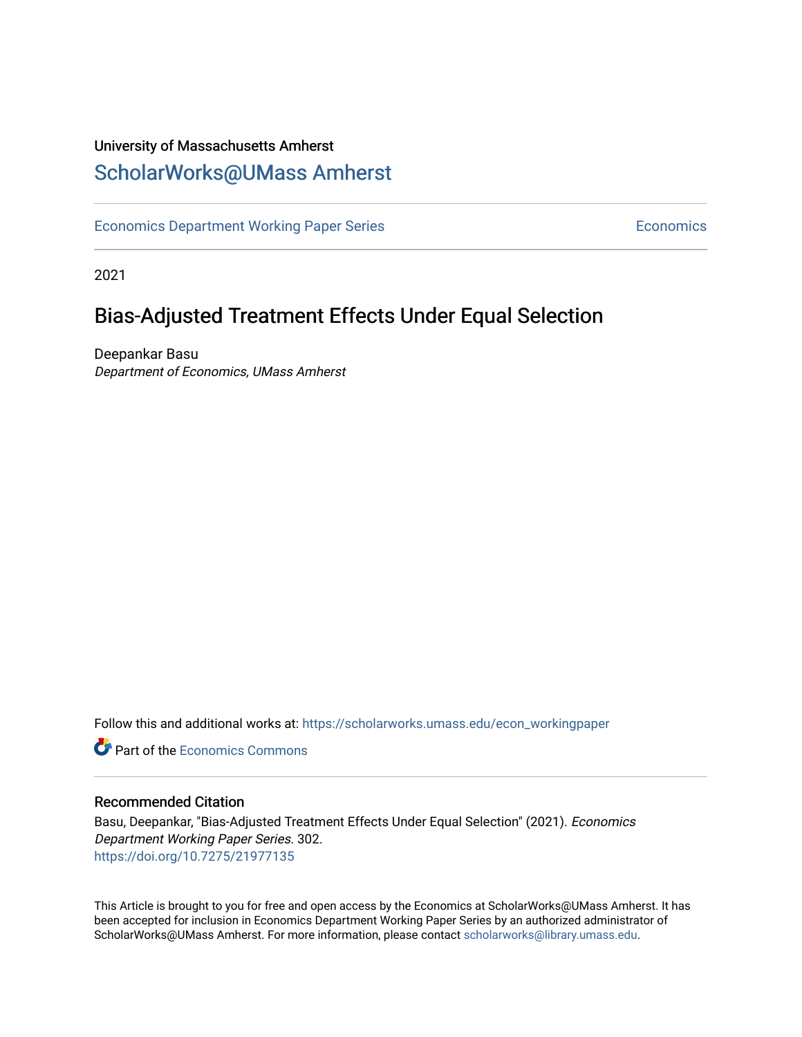University of Massachusetts Amherst

# ScholarWorks@UMass Amherst

Economics Department Working Paper Series | Economics

2021

## Bias-Adjusted Treatment Effects Under Equal Selection

Deepankar Basu
*Department of Economics, UMass Amherst*

Follow this and additional works at: https://scholarworks.umass.edu/econ_workingpaper

Part of the Economics Commons

### Recommended Citation

Basu, Deepankar, "Bias-Adjusted Treatment Effects Under Equal Selection" (2021). *Economics Department Working Paper Series*. 302.
https://doi.org/10.7275/21977135

This Article is brought to you for free and open access by the Economics at ScholarWorks@UMass Amherst. It has been accepted for inclusion in Economics Department Working Paper Series by an authorized administrator of ScholarWorks@UMass Amherst. For more information, please contact scholarworks@library.umass.edu.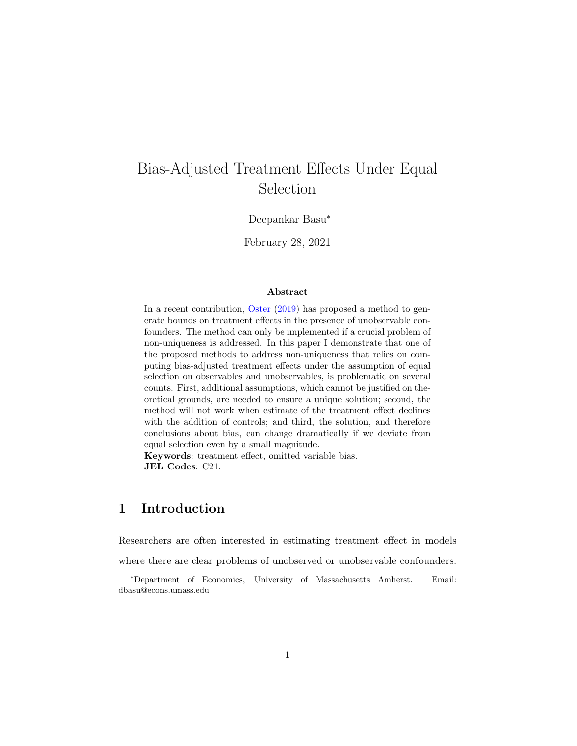# Bias-Adjusted Treatment Effects Under Equal Selection

Deepankar Basu[*]

February 28, 2021

### Abstract

In a recent contribution, Oster (2019) has proposed a method to generate bounds on treatment effects in the presence of unobservable confounders. The method can only be implemented if a crucial problem of non-uniqueness is addressed. In this paper I demonstrate that one of the proposed methods to address non-uniqueness that relies on computing bias-adjusted treatment effects under the assumption of equal selection on observables and unobservables, is problematic on several counts. First, additional assumptions, which cannot be justified on theoretical grounds, are needed to ensure a unique solution; second, the method will not work when estimate of the treatment effect declines with the addition of controls; and third, the solution, and therefore conclusions about bias, can change dramatically if we deviate from equal selection even by a small magnitude.

**Keywords**: treatment effect, omitted variable bias.

**JEL Codes**: C21.

## 1 Introduction

Researchers are often interested in estimating treatment effect in models where there are clear problems of unobserved or unobservable confounders.

[*] Department of Economics, University of Massachusetts Amherst. Email: dbasu@econs.umass.edu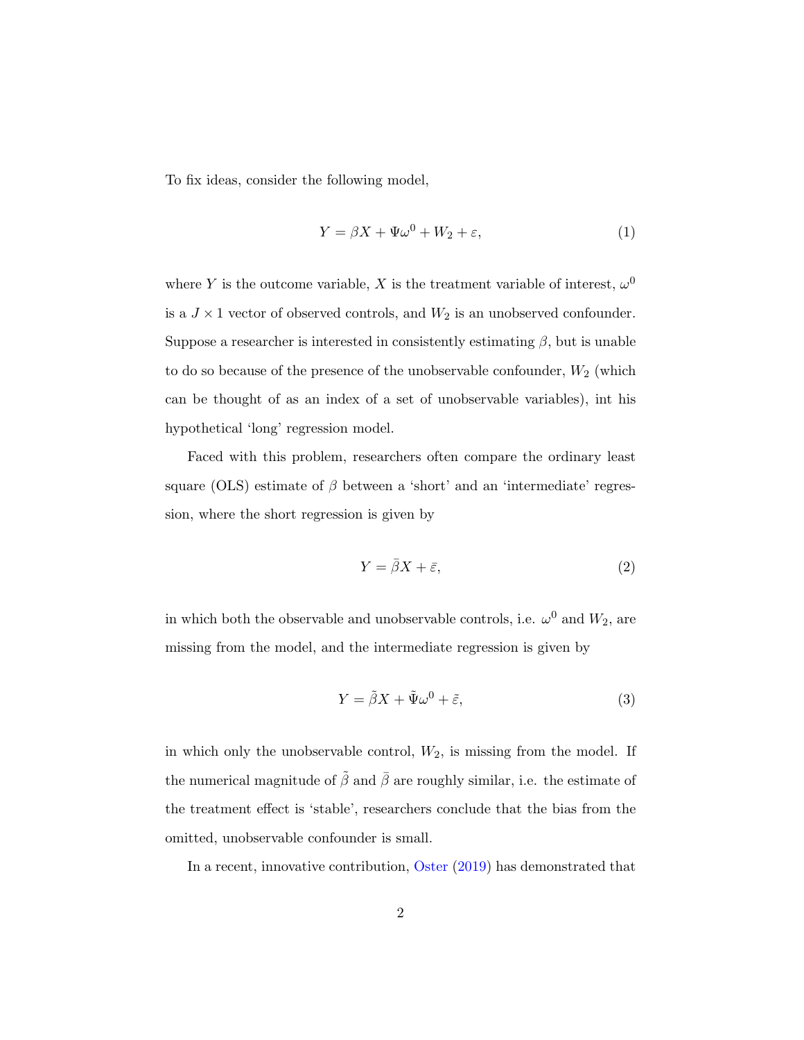To fix ideas, consider the following model,

$$Y = \beta X + \Psi\omega^0 + W_2 + \varepsilon, \tag{1}$$

where $Y$ is the outcome variable, $X$ is the treatment variable of interest, $\omega^0$ is a $J \times 1$ vector of observed controls, and $W_2$ is an unobserved confounder. Suppose a researcher is interested in consistently estimating $\beta$, but is unable to do so because of the presence of the unobservable confounder, $W_2$ (which can be thought of as an index of a set of unobservable variables), int his hypothetical 'long' regression model.

Faced with this problem, researchers often compare the ordinary least square (OLS) estimate of $\beta$ between a 'short' and an 'intermediate' regression, where the short regression is given by

$$Y = \bar{\beta}X + \bar{\varepsilon}, \tag{2}$$

in which both the observable and unobservable controls, i.e. $\omega^0$ and $W_2$, are missing from the model, and the intermediate regression is given by

$$Y = \tilde{\beta}X + \tilde{\Psi}\omega^0 + \tilde{\varepsilon}, \tag{3}$$

in which only the unobservable control, $W_2$, is missing from the model. If the numerical magnitude of $\tilde{\beta}$ and $\bar{\beta}$ are roughly similar, i.e. the estimate of the treatment effect is 'stable', researchers conclude that the bias from the omitted, unobservable confounder is small.

In a recent, innovative contribution, Oster (2019) has demonstrated that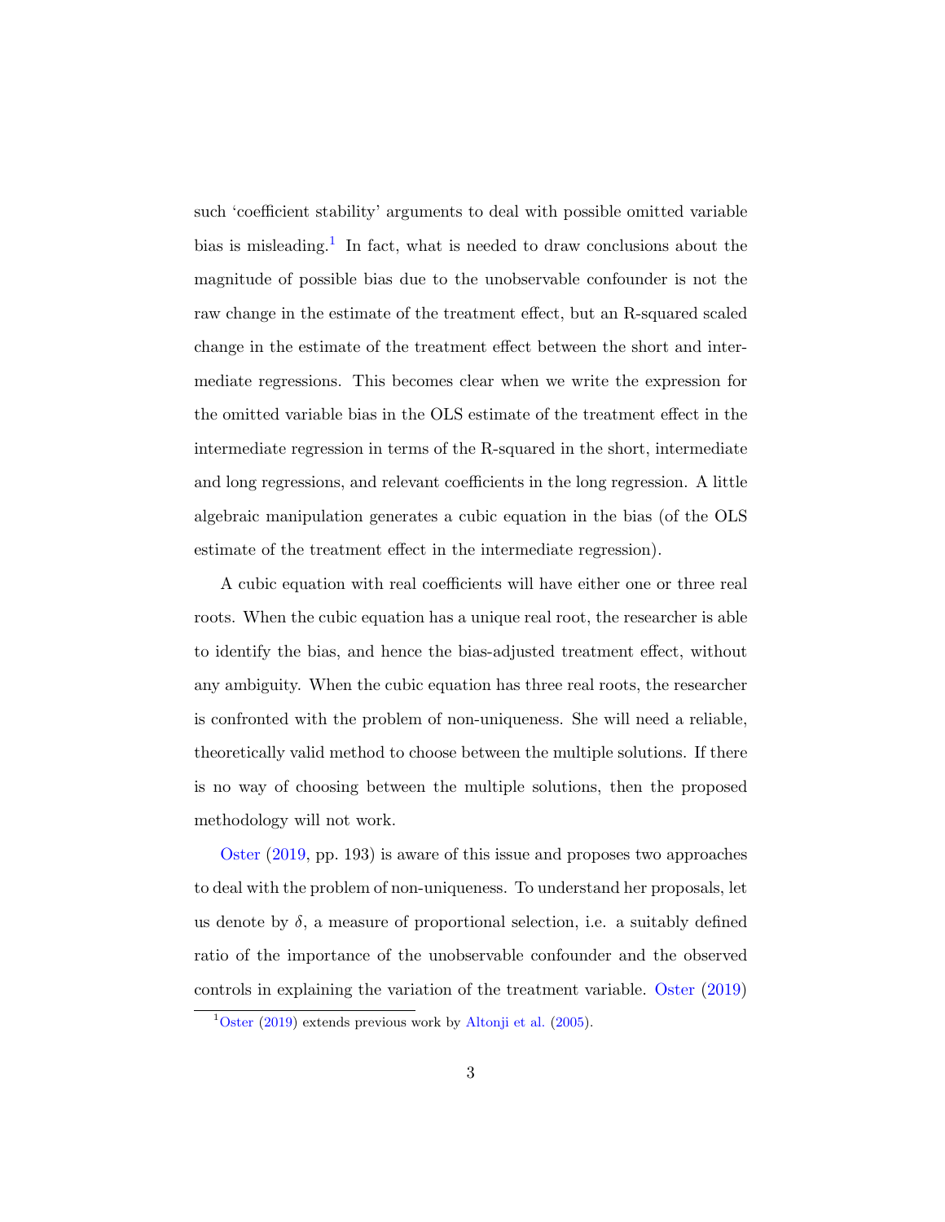such 'coefficient stability' arguments to deal with possible omitted variable bias is misleading.[1] In fact, what is needed to draw conclusions about the magnitude of possible bias due to the unobservable confounder is not the raw change in the estimate of the treatment effect, but an R-squared scaled change in the estimate of the treatment effect between the short and intermediate regressions. This becomes clear when we write the expression for the omitted variable bias in the OLS estimate of the treatment effect in the intermediate regression in terms of the R-squared in the short, intermediate and long regressions, and relevant coefficients in the long regression. A little algebraic manipulation generates a cubic equation in the bias (of the OLS estimate of the treatment effect in the intermediate regression).

A cubic equation with real coefficients will have either one or three real roots. When the cubic equation has a unique real root, the researcher is able to identify the bias, and hence the bias-adjusted treatment effect, without any ambiguity. When the cubic equation has three real roots, the researcher is confronted with the problem of non-uniqueness. She will need a reliable, theoretically valid method to choose between the multiple solutions. If there is no way of choosing between the multiple solutions, then the proposed methodology will not work.

Oster (2019, pp. 193) is aware of this issue and proposes two approaches to deal with the problem of non-uniqueness. To understand her proposals, let us denote by $\delta$, a measure of proportional selection, i.e. a suitably defined ratio of the importance of the unobservable confounder and the observed controls in explaining the variation of the treatment variable. Oster (2019)

[1] Oster (2019) extends previous work by Altonji et al. (2005).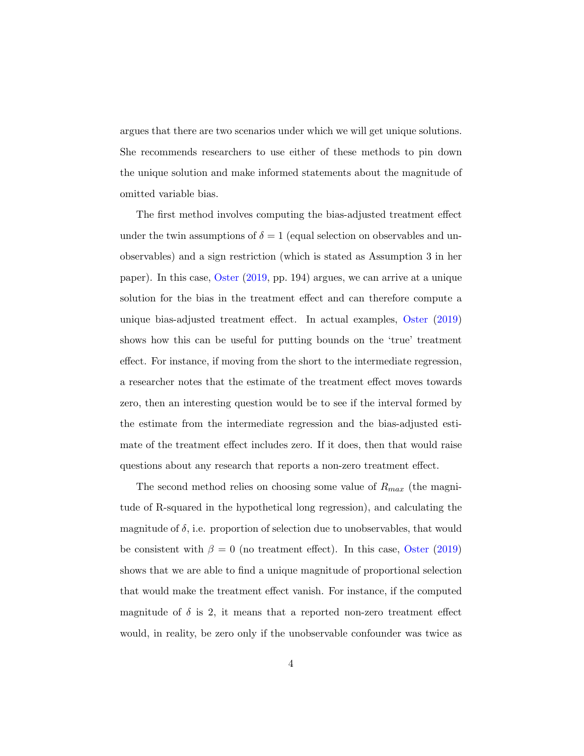argues that there are two scenarios under which we will get unique solutions. She recommends researchers to use either of these methods to pin down the unique solution and make informed statements about the magnitude of omitted variable bias.

The first method involves computing the bias-adjusted treatment effect under the twin assumptions of $\delta = 1$ (equal selection on observables and unobservables) and a sign restriction (which is stated as Assumption 3 in her paper). In this case, Oster (2019, pp. 194) argues, we can arrive at a unique solution for the bias in the treatment effect and can therefore compute a unique bias-adjusted treatment effect. In actual examples, Oster (2019) shows how this can be useful for putting bounds on the 'true' treatment effect. For instance, if moving from the short to the intermediate regression, a researcher notes that the estimate of the treatment effect moves towards zero, then an interesting question would be to see if the interval formed by the estimate from the intermediate regression and the bias-adjusted estimate of the treatment effect includes zero. If it does, then that would raise questions about any research that reports a non-zero treatment effect.

The second method relies on choosing some value of $R_{max}$ (the magnitude of R-squared in the hypothetical long regression), and calculating the magnitude of $\delta$, i.e. proportion of selection due to unobservables, that would be consistent with $\beta = 0$ (no treatment effect). In this case, Oster (2019) shows that we are able to find a unique magnitude of proportional selection that would make the treatment effect vanish. For instance, if the computed magnitude of $\delta$ is 2, it means that a reported non-zero treatment effect would, in reality, be zero only if the unobservable confounder was twice as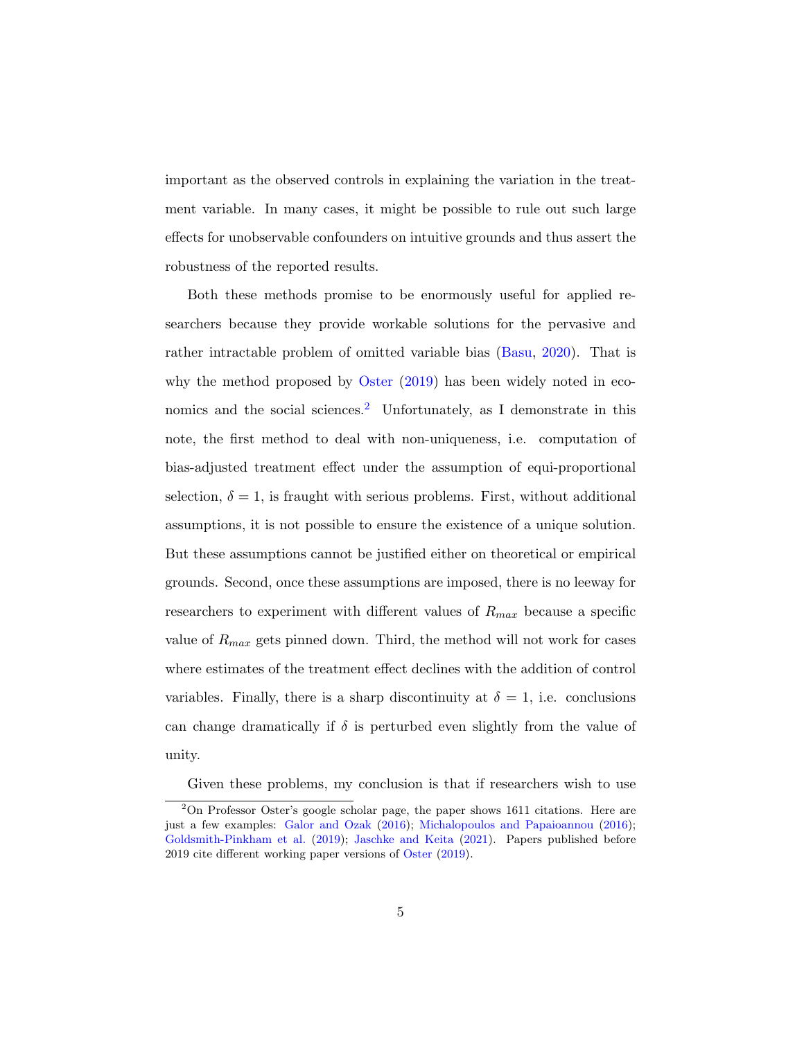important as the observed controls in explaining the variation in the treatment variable. In many cases, it might be possible to rule out such large effects for unobservable confounders on intuitive grounds and thus assert the robustness of the reported results.

Both these methods promise to be enormously useful for applied researchers because they provide workable solutions for the pervasive and rather intractable problem of omitted variable bias (Basu, 2020). That is why the method proposed by Oster (2019) has been widely noted in economics and the social sciences.[2] Unfortunately, as I demonstrate in this note, the first method to deal with non-uniqueness, i.e. computation of bias-adjusted treatment effect under the assumption of equi-proportional selection, $\delta = 1$, is fraught with serious problems. First, without additional assumptions, it is not possible to ensure the existence of a unique solution. But these assumptions cannot be justified either on theoretical or empirical grounds. Second, once these assumptions are imposed, there is no leeway for researchers to experiment with different values of $R_{max}$ because a specific value of $R_{max}$ gets pinned down. Third, the method will not work for cases where estimates of the treatment effect declines with the addition of control variables. Finally, there is a sharp discontinuity at $\delta = 1$, i.e. conclusions can change dramatically if $\delta$ is perturbed even slightly from the value of unity.

Given these problems, my conclusion is that if researchers wish to use

[2] On Professor Oster's google scholar page, the paper shows 1611 citations. Here are just a few examples: Galor and Ozak (2016); Michalopoulos and Papaioannou (2016); Goldsmith-Pinkham et al. (2019); Jaschke and Keita (2021). Papers published before 2019 cite different working paper versions of Oster (2019).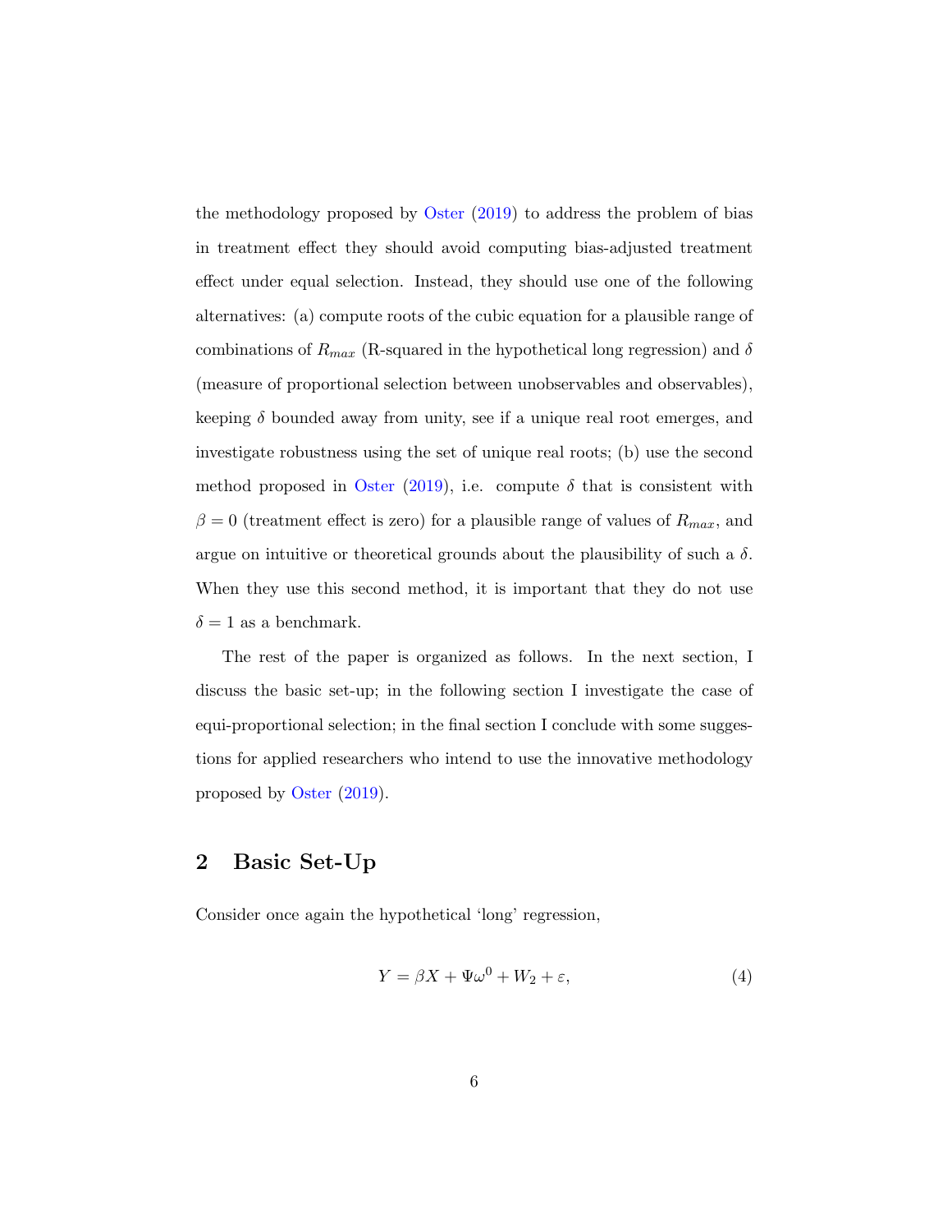the methodology proposed by Oster (2019) to address the problem of bias in treatment effect they should avoid computing bias-adjusted treatment effect under equal selection. Instead, they should use one of the following alternatives: (a) compute roots of the cubic equation for a plausible range of combinations of $R_{max}$ (R-squared in the hypothetical long regression) and $\delta$ (measure of proportional selection between unobservables and observables), keeping $\delta$ bounded away from unity, see if a unique real root emerges, and investigate robustness using the set of unique real roots; (b) use the second method proposed in Oster (2019), i.e. compute $\delta$ that is consistent with $\beta = 0$ (treatment effect is zero) for a plausible range of values of $R_{max}$, and argue on intuitive or theoretical grounds about the plausibility of such a $\delta$. When they use this second method, it is important that they do not use $\delta = 1$ as a benchmark.

The rest of the paper is organized as follows. In the next section, I discuss the basic set-up; in the following section I investigate the case of equi-proportional selection; in the final section I conclude with some suggestions for applied researchers who intend to use the innovative methodology proposed by Oster (2019).

## 2 Basic Set-Up

Consider once again the hypothetical 'long' regression,

$$Y = \beta X + \Psi\omega^0 + W_2 + \varepsilon, \tag{4}$$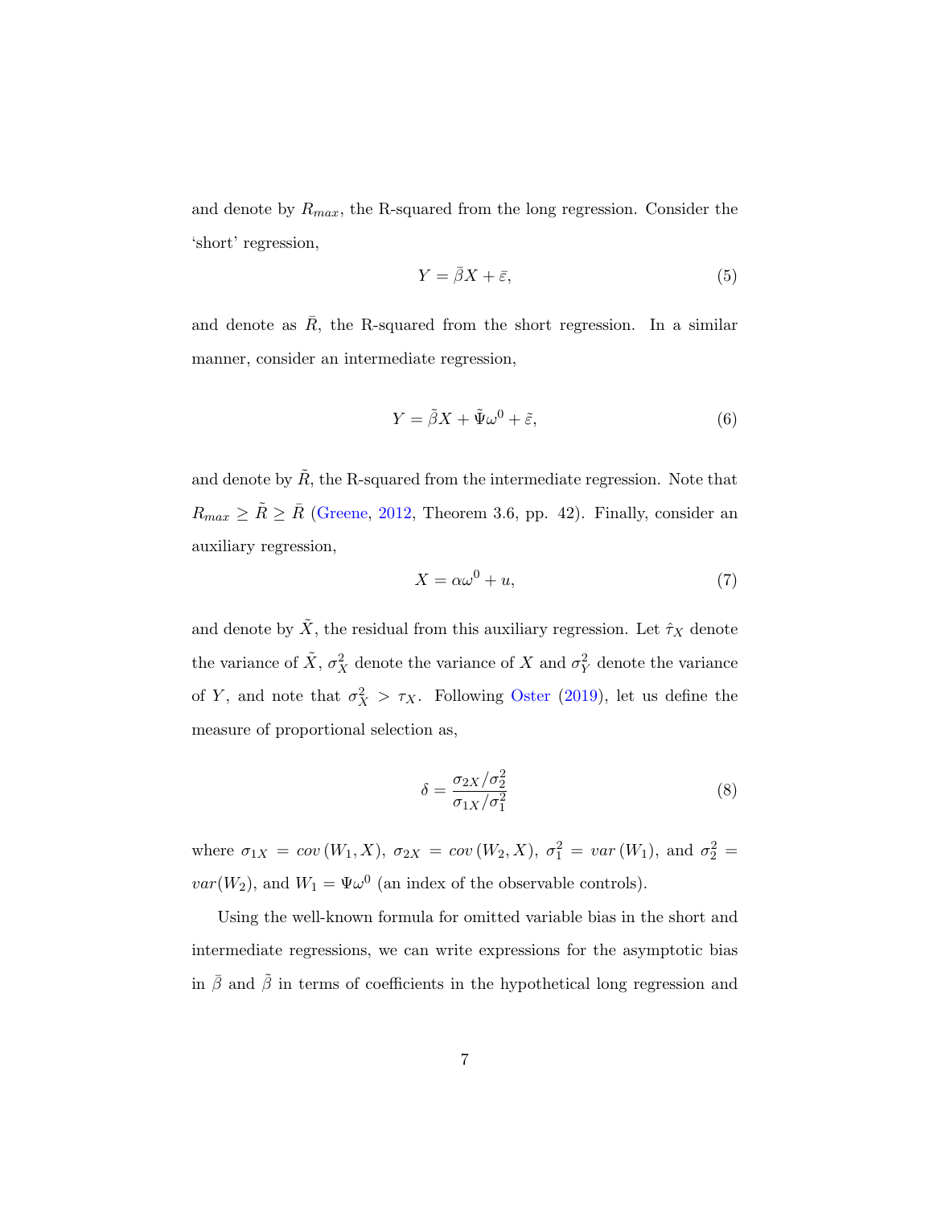and denote by $R_{max}$, the R-squared from the long regression. Consider the 'short' regression,

$$Y = \bar{\beta} X + \bar{\varepsilon}, \tag{5}$$

and denote as $\bar{R}$, the R-squared from the short regression. In a similar manner, consider an intermediate regression,

$$Y = \tilde{\beta} X + \tilde{\Psi} \omega^0 + \tilde{\varepsilon}, \tag{6}$$

and denote by $\tilde{R}$, the R-squared from the intermediate regression. Note that $R_{max} \geq \tilde{R} \geq \bar{R}$ (Greene, 2012, Theorem 3.6, pp. 42). Finally, consider an auxiliary regression,

$$X = \alpha \omega^0 + u, \tag{7}$$

and denote by $\tilde{X}$, the residual from this auxiliary regression. Let $\hat{\tau}_X$ denote the variance of $\tilde{X}$, $\sigma_X^2$ denote the variance of $X$ and $\sigma_Y^2$ denote the variance of $Y$, and note that $\sigma_X^2 > \tau_X$. Following Oster (2019), let us define the measure of proportional selection as,

$$\delta = \frac{\sigma_{2X}/\sigma_2^2}{\sigma_{1X}/\sigma_1^2} \tag{8}$$

where $\sigma_{1X} = cov\left(W_1, X\right)$, $\sigma_{2X} = cov\left(W_2, X\right)$, $\sigma_1^2 = var\left(W_1\right)$, and $\sigma_2^2 = var(W_2)$, and $W_1 = \Psi\omega^0$ (an index of the observable controls).

Using the well-known formula for omitted variable bias in the short and intermediate regressions, we can write expressions for the asymptotic bias in $\bar{\beta}$ and $\tilde{\beta}$ in terms of coefficients in the hypothetical long regression and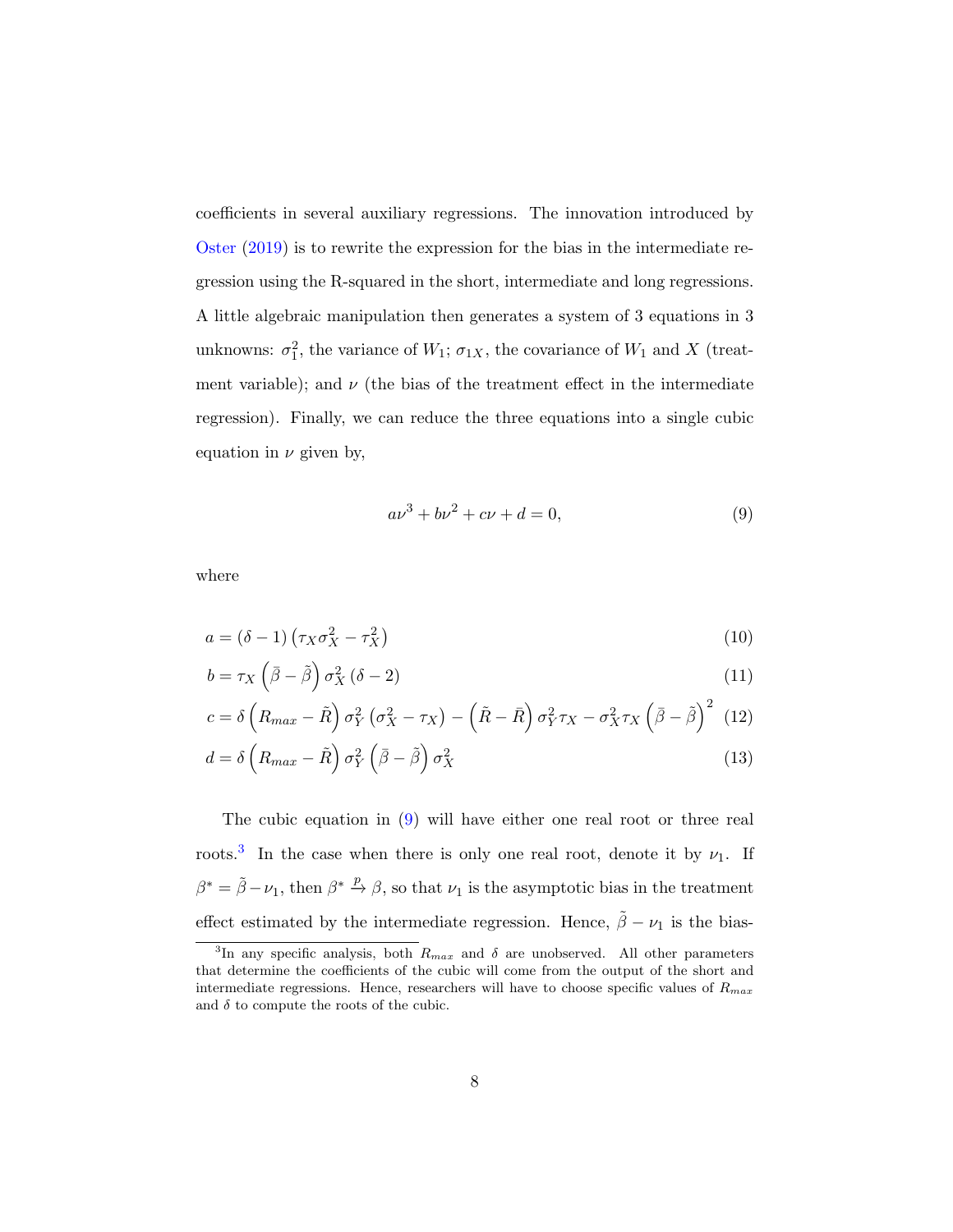coefficients in several auxiliary regressions. The innovation introduced by Oster (2019) is to rewrite the expression for the bias in the intermediate regression using the R-squared in the short, intermediate and long regressions. A little algebraic manipulation then generates a system of 3 equations in 3 unknowns: $\sigma_1^2$, the variance of $W_1$; $\sigma_{1X}$, the covariance of $W_1$ and $X$ (treatment variable); and $\nu$ (the bias of the treatment effect in the intermediate regression). Finally, we can reduce the three equations into a single cubic equation in $\nu$ given by,

$$a\nu^3 + b\nu^2 + c\nu + d = 0, \tag{9}$$

where

$$a = (\delta - 1)\left(\tau_X \sigma_X^2 - \tau_X^2\right) \tag{10}$$

$$b = \tau_X \left(\bar{\beta} - \tilde{\beta}\right) \sigma_X^2 \left(\delta - 2\right) \tag{11}$$

$$c = \delta \left(R_{max} - \tilde{R}\right) \sigma_Y^2 \left(\sigma_X^2 - \tau_X\right) - \left(\tilde{R} - \bar{R}\right) \sigma_Y^2 \tau_X - \sigma_X^2 \tau_X \left(\bar{\beta} - \tilde{\beta}\right)^2 \tag{12}$$

$$d = \delta \left(R_{max} - \tilde{R}\right) \sigma_Y^2 \left(\bar{\beta} - \tilde{\beta}\right) \sigma_X^2 \tag{13}$$

The cubic equation in (9) will have either one real root or three real roots.[3] In the case when there is only one real root, denote it by $\nu_1$. If $\beta^* = \tilde{\beta} - \nu_1$, then $\beta^* \xrightarrow{p} \beta$, so that $\nu_1$ is the asymptotic bias in the treatment effect estimated by the intermediate regression. Hence, $\tilde{\beta} - \nu_1$ is the bias-

[3] In any specific analysis, both $R_{max}$ and $\delta$ are unobserved. All other parameters that determine the coefficients of the cubic will come from the output of the short and intermediate regressions. Hence, researchers will have to choose specific values of $R_{max}$ and $\delta$ to compute the roots of the cubic.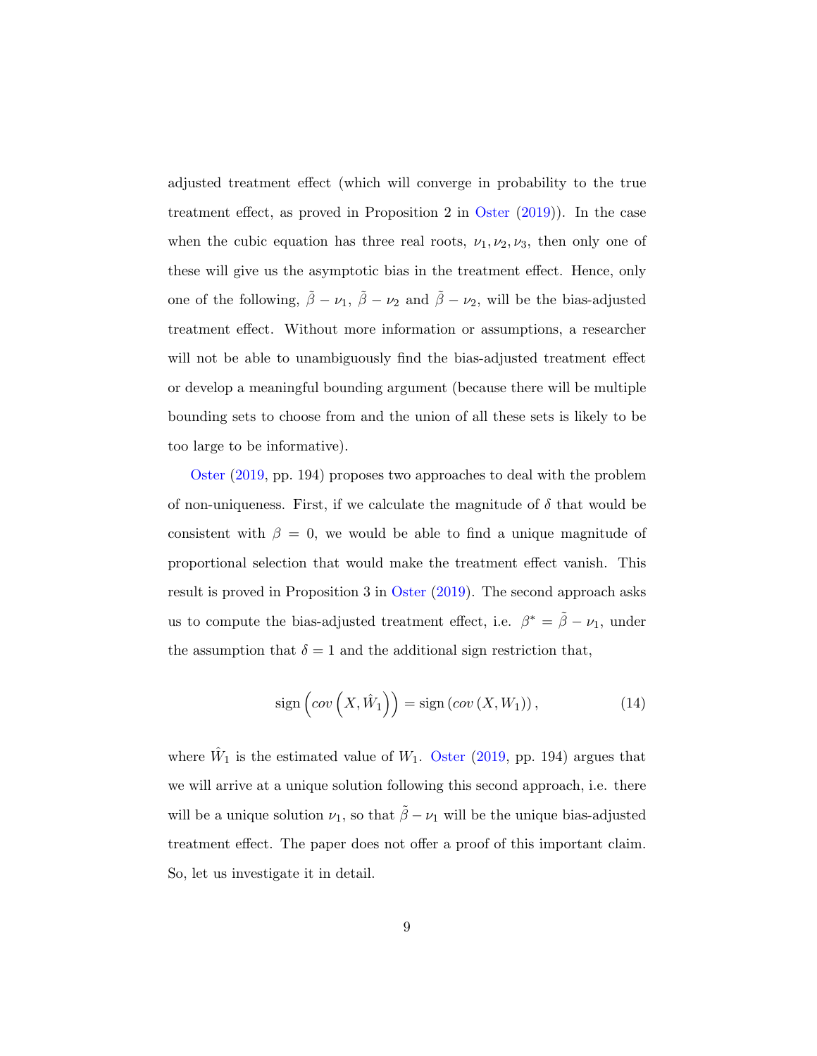adjusted treatment effect (which will converge in probability to the true treatment effect, as proved in Proposition 2 in Oster (2019)). In the case when the cubic equation has three real roots, $\nu_1, \nu_2, \nu_3$, then only one of these will give us the asymptotic bias in the treatment effect. Hence, only one of the following, $\tilde{\beta} - \nu_1$, $\tilde{\beta} - \nu_2$ and $\tilde{\beta} - \nu_2$, will be the bias-adjusted treatment effect. Without more information or assumptions, a researcher will not be able to unambiguously find the bias-adjusted treatment effect or develop a meaningful bounding argument (because there will be multiple bounding sets to choose from and the union of all these sets is likely to be too large to be informative).

Oster (2019, pp. 194) proposes two approaches to deal with the problem of non-uniqueness. First, if we calculate the magnitude of $\delta$ that would be consistent with $\beta = 0$, we would be able to find a unique magnitude of proportional selection that would make the treatment effect vanish. This result is proved in Proposition 3 in Oster (2019). The second approach asks us to compute the bias-adjusted treatment effect, i.e. $\beta^* = \tilde{\beta} - \nu_1$, under the assumption that $\delta = 1$ and the additional sign restriction that,

$$\text{sign}\left(cov\left(X, \hat{W}_1\right)\right) = \text{sign}\left(cov\left(X, W_1\right)\right), \tag{14}$$

where $\hat{W}_1$ is the estimated value of $W_1$. Oster (2019, pp. 194) argues that we will arrive at a unique solution following this second approach, i.e. there will be a unique solution $\nu_1$, so that $\tilde{\beta} - \nu_1$ will be the unique bias-adjusted treatment effect. The paper does not offer a proof of this important claim. So, let us investigate it in detail.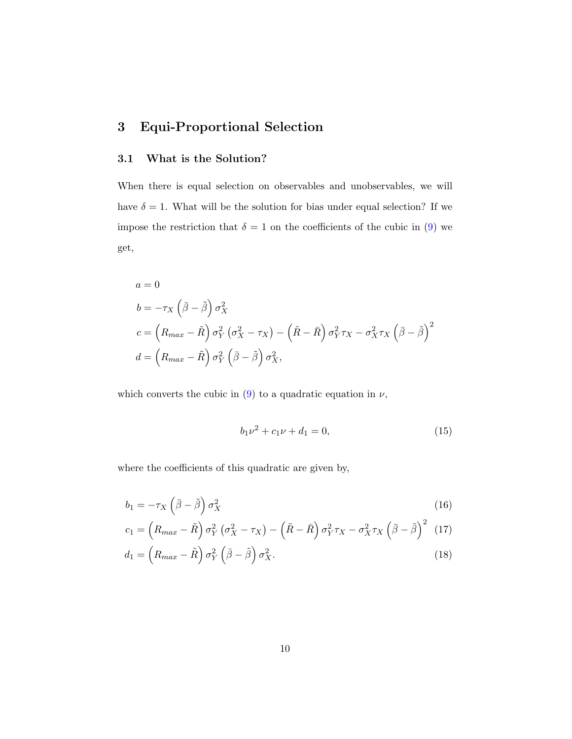# 3 Equi-Proportional Selection

## 3.1 What is the Solution?

When there is equal selection on observables and unobservables, we will have $\delta = 1$. What will be the solution for bias under equal selection? If we impose the restriction that $\delta = 1$ on the coefficients of the cubic in (9) we get,

$$
\begin{aligned}
a &= 0 \\
b &= -\tau_X \left(\bar{\beta} - \tilde{\beta}\right) \sigma_X^2 \\
c &= \left(R_{max} - \tilde{R}\right) \sigma_Y^2 \left(\sigma_X^2 - \tau_X\right) - \left(\tilde{R} - \bar{R}\right) \sigma_Y^2 \tau_X - \sigma_X^2 \tau_X \left(\bar{\beta} - \tilde{\beta}\right)^2 \\
d &= \left(R_{max} - \tilde{R}\right) \sigma_Y^2 \left(\bar{\beta} - \tilde{\beta}\right) \sigma_X^2,
\end{aligned}
$$

which converts the cubic in (9) to a quadratic equation in $\nu$,

$$
b_1 \nu^2 + c_1 \nu + d_1 = 0, \tag{15}
$$

where the coefficients of this quadratic are given by,

$$
b_1 = -\tau_X \left(\bar{\beta} - \tilde{\beta}\right) \sigma_X^2 \tag{16}
$$

$$
c_1 = \left(R_{max} - \tilde{R}\right) \sigma_Y^2 \left(\sigma_X^2 - \tau_X\right) - \left(\tilde{R} - \bar{R}\right) \sigma_Y^2 \tau_X - \sigma_X^2 \tau_X \left(\bar{\beta} - \tilde{\beta}\right)^2 \tag{17}
$$

$$
d_1 = \left(R_{max} - \tilde{R}\right) \sigma_Y^2 \left(\bar{\beta} - \tilde{\beta}\right) \sigma_X^2. \tag{18}
$$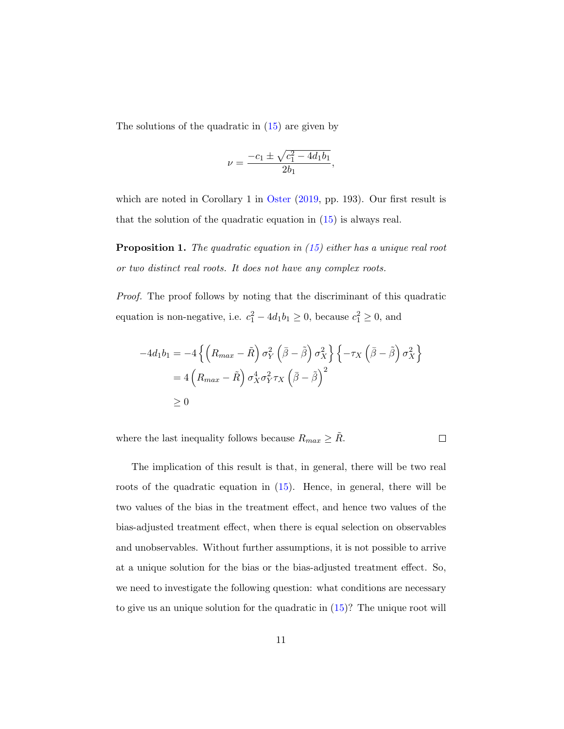The solutions of the quadratic in (15) are given by

$$\nu = \frac{-c_1 \pm \sqrt{c_1^2 - 4d_1b_1}}{2b_1},$$

which are noted in Corollary 1 in Oster (2019, pp. 193). Our first result is that the solution of the quadratic equation in (15) is always real.

**Proposition 1.** *The quadratic equation in (15) either has a unique real root or two distinct real roots. It does not have any complex roots.*

*Proof.* The proof follows by noting that the discriminant of this quadratic equation is non-negative, i.e. $c_1^2 - 4d_1b_1 \geq 0$, because $c_1^2 \geq 0$, and

$$\begin{aligned}
-4d_1b_1 &= -4\left\{\left(R_{max} - \tilde{R}\right)\sigma_Y^2\left(\bar{\beta} - \tilde{\beta}\right)\sigma_X^2\right\}\left\{-\tau_X\left(\bar{\beta} - \tilde{\beta}\right)\sigma_X^2\right\} \\
&= 4\left(R_{max} - \tilde{R}\right)\sigma_X^4\sigma_Y^2\tau_X\left(\bar{\beta} - \tilde{\beta}\right)^2 \\
&\geq 0
\end{aligned}$$

where the last inequality follows because $R_{max} \geq \tilde{R}$. □

The implication of this result is that, in general, there will be two real roots of the quadratic equation in (15). Hence, in general, there will be two values of the bias in the treatment effect, and hence two values of the bias-adjusted treatment effect, when there is equal selection on observables and unobservables. Without further assumptions, it is not possible to arrive at a unique solution for the bias or the bias-adjusted treatment effect. So, we need to investigate the following question: what conditions are necessary to give us an unique solution for the quadratic in (15)? The unique root will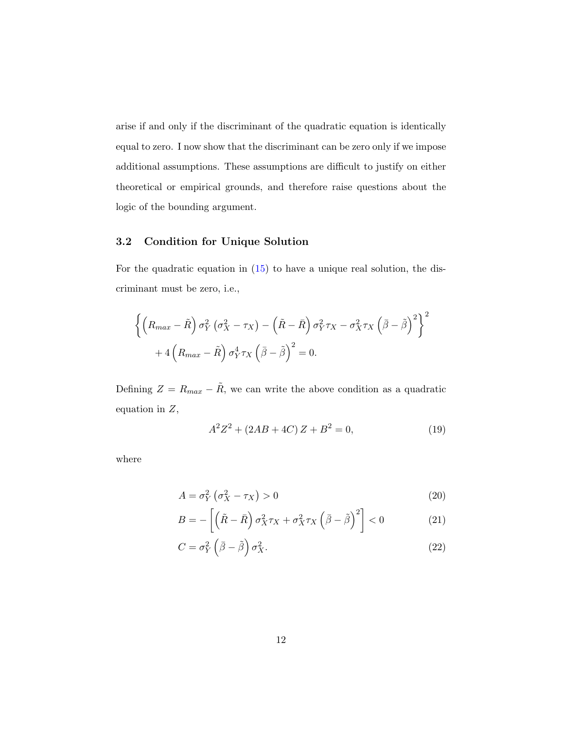arise if and only if the discriminant of the quadratic equation is identically equal to zero. I now show that the discriminant can be zero only if we impose additional assumptions. These assumptions are difficult to justify on either theoretical or empirical grounds, and therefore raise questions about the logic of the bounding argument.

### 3.2 Condition for Unique Solution

For the quadratic equation in (15) to have a unique real solution, the discriminant must be zero, i.e.,

$$\left\{ \left(R_{max} - \tilde{R}\right) \sigma_Y^2 \left(\sigma_X^2 - \tau_X\right) - \left(\tilde{R} - \bar{R}\right) \sigma_Y^2 \tau_X - \sigma_X^2 \tau_X \left(\bar{\beta} - \tilde{\beta}\right)^2 \right\}^2 + 4 \left(R_{max} - \tilde{R}\right) \sigma_Y^4 \tau_X \left(\bar{\beta} - \tilde{\beta}\right)^2 = 0.$$

Defining $Z = R_{max} - \tilde{R}$, we can write the above condition as a quadratic equation in $Z$,

$$A^2 Z^2 + \left(2AB + 4C\right) Z + B^2 = 0, \tag{19}$$

where

$$A = \sigma_Y^2 \left(\sigma_X^2 - \tau_X\right) > 0 \tag{20}$$

$$B = -\left[\left(\tilde{R} - \bar{R}\right) \sigma_X^2 \tau_X + \sigma_X^2 \tau_X \left(\bar{\beta} - \tilde{\beta}\right)^2\right] < 0 \tag{21}$$

$$C = \sigma_Y^2 \left(\bar{\beta} - \tilde{\beta}\right) \sigma_X^2. \tag{22}$$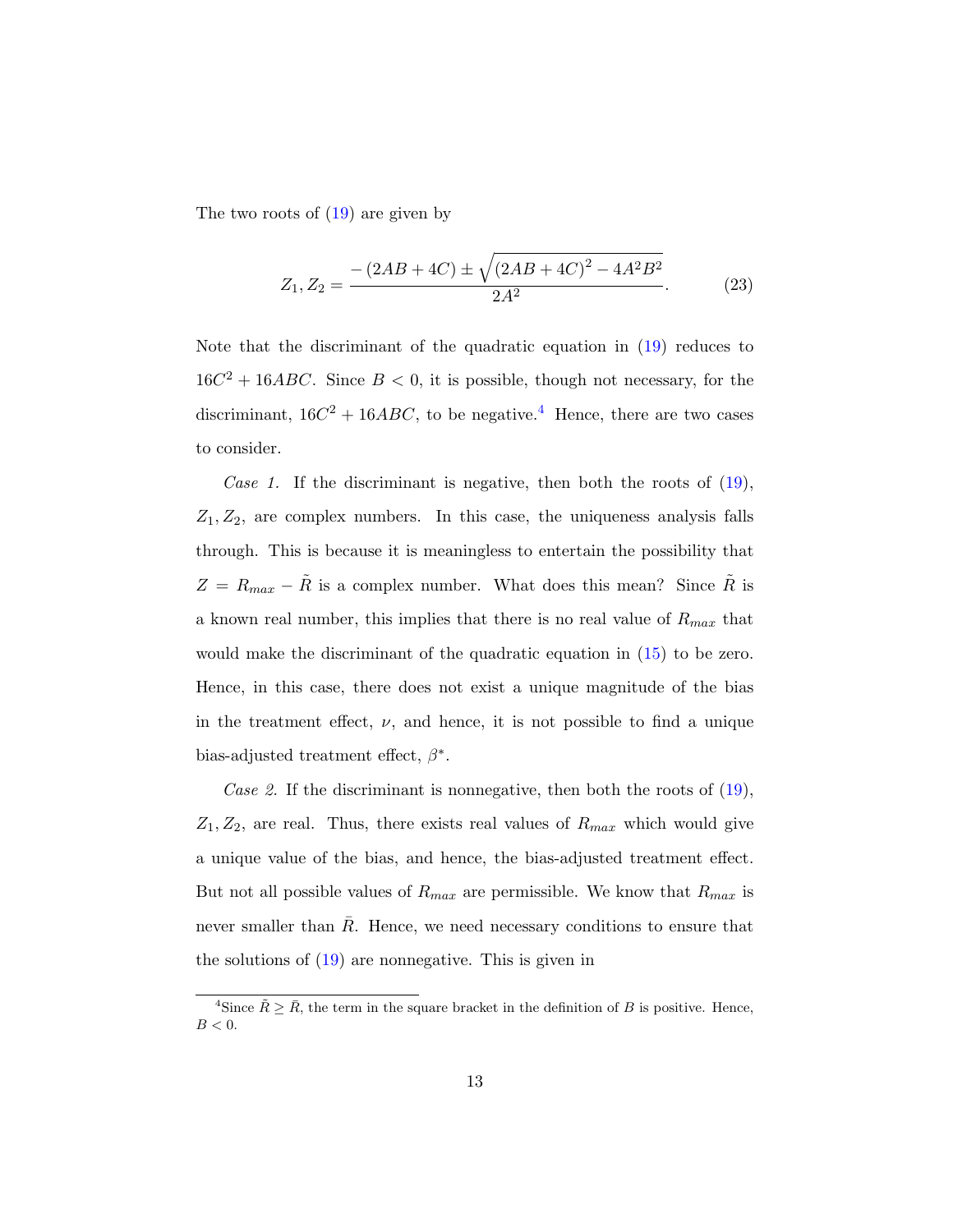The two roots of (19) are given by

$$Z_1, Z_2 = \frac{-(2AB + 4C) \pm \sqrt{(2AB + 4C)^2 - 4A^2B^2}}{2A^2}. \tag{23}$$

Note that the discriminant of the quadratic equation in (19) reduces to $16C^2 + 16ABC$. Since $B < 0$, it is possible, though not necessary, for the discriminant, $16C^2 + 16ABC$, to be negative.[4] Hence, there are two cases to consider.

*Case 1.* If the discriminant is negative, then both the roots of (19), $Z_1, Z_2$, are complex numbers. In this case, the uniqueness analysis falls through. This is because it is meaningless to entertain the possibility that $Z = R_{max} - \tilde{R}$ is a complex number. What does this mean? Since $\tilde{R}$ is a known real number, this implies that there is no real value of $R_{max}$ that would make the discriminant of the quadratic equation in (15) to be zero. Hence, in this case, there does not exist a unique magnitude of the bias in the treatment effect, $\nu$, and hence, it is not possible to find a unique bias-adjusted treatment effect, $\beta^*$.

*Case 2.* If the discriminant is nonnegative, then both the roots of (19), $Z_1, Z_2$, are real. Thus, there exists real values of $R_{max}$ which would give a unique value of the bias, and hence, the bias-adjusted treatment effect. But not all possible values of $R_{max}$ are permissible. We know that $R_{max}$ is never smaller than $\bar{R}$. Hence, we need necessary conditions to ensure that the solutions of (19) are nonnegative. This is given in

[4] Since $\tilde{R} \geq \bar{R}$, the term in the square bracket in the definition of $B$ is positive. Hence, $B < 0$.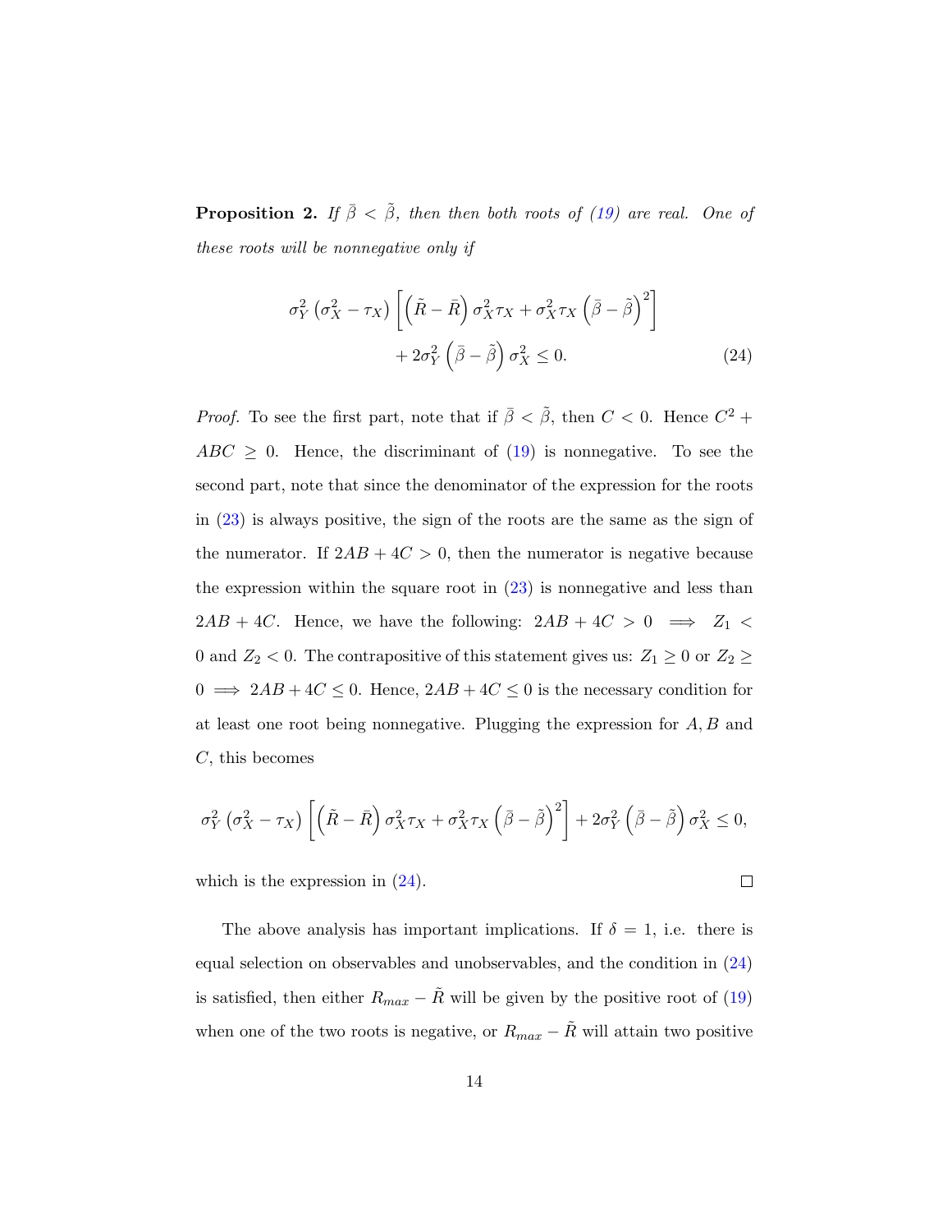**Proposition 2.** *If $\bar{\beta} < \tilde{\beta}$, then then both roots of (19) are real. One of these roots will be nonnegative only if*

$$\sigma_Y^2 \left(\sigma_X^2 - \tau_X\right) \left[ \left(\tilde{R} - \bar{R}\right) \sigma_X^2 \tau_X + \sigma_X^2 \tau_X \left(\bar{\beta} - \tilde{\beta}\right)^2 \right] + 2\sigma_Y^2 \left(\bar{\beta} - \tilde{\beta}\right) \sigma_X^2 \leq 0. \tag{24}$$

*Proof.* To see the first part, note that if $\bar{\beta} < \tilde{\beta}$, then $C < 0$. Hence $C^2 + ABC \geq 0$. Hence, the discriminant of (19) is nonnegative. To see the second part, note that since the denominator of the expression for the roots in (23) is always positive, the sign of the roots are the same as the sign of the numerator. If $2AB + 4C > 0$, then the numerator is negative because the expression within the square root in (23) is nonnegative and less than $2AB + 4C$. Hence, we have the following: $2AB + 4C > 0 \implies Z_1 < 0$ and $Z_2 < 0$. The contrapositive of this statement gives us: $Z_1 \geq 0$ or $Z_2 \geq 0 \implies 2AB + 4C \leq 0$. Hence, $2AB + 4C \leq 0$ is the necessary condition for at least one root being nonnegative. Plugging the expression for $A, B$ and $C$, this becomes

$$\sigma_Y^2 \left(\sigma_X^2 - \tau_X\right) \left[ \left(\tilde{R} - \bar{R}\right) \sigma_X^2 \tau_X + \sigma_X^2 \tau_X \left(\bar{\beta} - \tilde{\beta}\right)^2 \right] + 2\sigma_Y^2 \left(\bar{\beta} - \tilde{\beta}\right) \sigma_X^2 \leq 0,$$

which is the expression in (24). □

The above analysis has important implications. If $\delta = 1$, i.e. there is equal selection on observables and unobservables, and the condition in (24) is satisfied, then either $R_{max} - \tilde{R}$ will be given by the positive root of (19) when one of the two roots is negative, or $R_{max} - \tilde{R}$ will attain two positive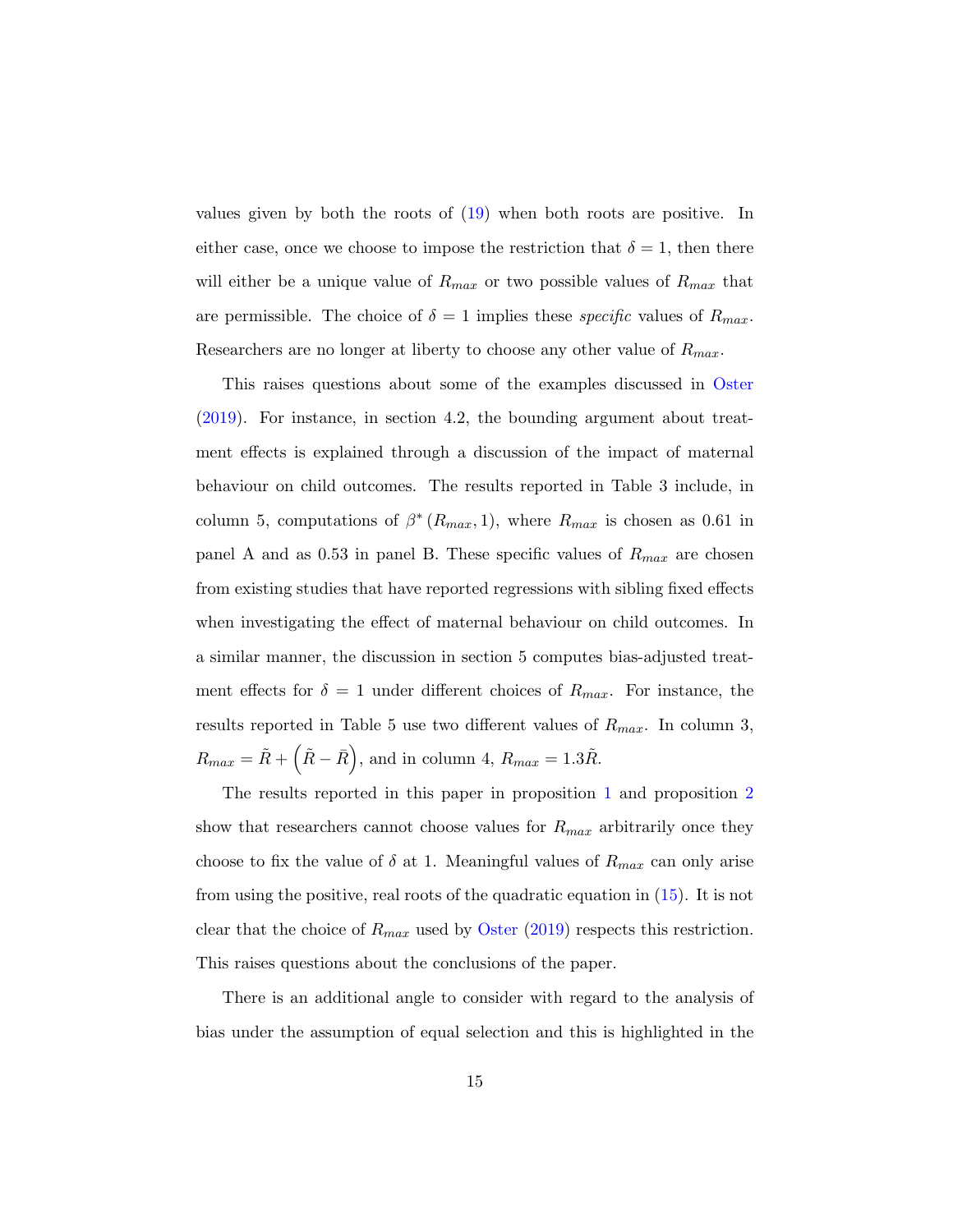values given by both the roots of (19) when both roots are positive. In either case, once we choose to impose the restriction that $\delta = 1$, then there will either be a unique value of $R_{max}$ or two possible values of $R_{max}$ that are permissible. The choice of $\delta = 1$ implies these *specific* values of $R_{max}$. Researchers are no longer at liberty to choose any other value of $R_{max}$.

This raises questions about some of the examples discussed in Oster (2019). For instance, in section 4.2, the bounding argument about treatment effects is explained through a discussion of the impact of maternal behaviour on child outcomes. The results reported in Table 3 include, in column 5, computations of $\beta^* (R_{max}, 1)$, where $R_{max}$ is chosen as 0.61 in panel A and as 0.53 in panel B. These specific values of $R_{max}$ are chosen from existing studies that have reported regressions with sibling fixed effects when investigating the effect of maternal behaviour on child outcomes. In a similar manner, the discussion in section 5 computes bias-adjusted treatment effects for $\delta = 1$ under different choices of $R_{max}$. For instance, the results reported in Table 5 use two different values of $R_{max}$. In column 3, $R_{max} = \tilde{R} + \left(\tilde{R} - \bar{R}\right)$, and in column 4, $R_{max} = 1.3\tilde{R}$.

The results reported in this paper in proposition 1 and proposition 2 show that researchers cannot choose values for $R_{max}$ arbitrarily once they choose to fix the value of $\delta$ at 1. Meaningful values of $R_{max}$ can only arise from using the positive, real roots of the quadratic equation in (15). It is not clear that the choice of $R_{max}$ used by Oster (2019) respects this restriction. This raises questions about the conclusions of the paper.

There is an additional angle to consider with regard to the analysis of bias under the assumption of equal selection and this is highlighted in the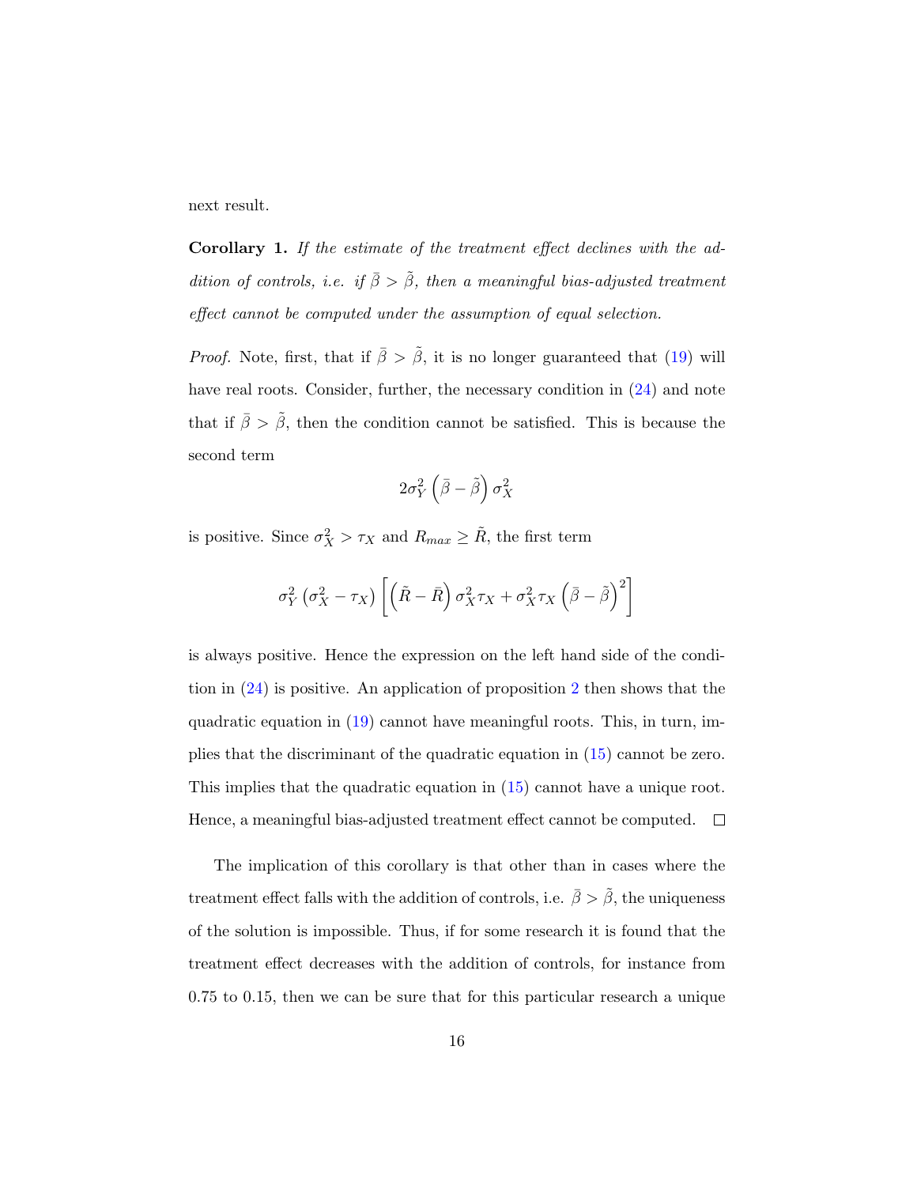next result.

**Corollary 1.** *If the estimate of the treatment effect declines with the addition of controls, i.e. if $\bar{\beta} > \tilde{\beta}$, then a meaningful bias-adjusted treatment effect cannot be computed under the assumption of equal selection.*

*Proof.* Note, first, that if $\bar{\beta} > \tilde{\beta}$, it is no longer guaranteed that (19) will have real roots. Consider, further, the necessary condition in (24) and note that if $\bar{\beta} > \tilde{\beta}$, then the condition cannot be satisfied. This is because the second term

$$2\sigma_Y^2 \left(\bar{\beta} - \tilde{\beta}\right) \sigma_X^2$$

is positive. Since $\sigma_X^2 > \tau_X$ and $R_{max} \geq \tilde{R}$, the first term

$$\sigma_Y^2 \left(\sigma_X^2 - \tau_X\right) \left[\left(\tilde{R} - \bar{R}\right) \sigma_X^2 \tau_X + \sigma_X^2 \tau_X \left(\bar{\beta} - \tilde{\beta}\right)^2\right]$$

is always positive. Hence the expression on the left hand side of the condition in (24) is positive. An application of proposition 2 then shows that the quadratic equation in (19) cannot have meaningful roots. This, in turn, implies that the discriminant of the quadratic equation in (15) cannot be zero. This implies that the quadratic equation in (15) cannot have a unique root. Hence, a meaningful bias-adjusted treatment effect cannot be computed. □

The implication of this corollary is that other than in cases where the treatment effect falls with the addition of controls, i.e. $\bar{\beta} > \tilde{\beta}$, the uniqueness of the solution is impossible. Thus, if for some research it is found that the treatment effect decreases with the addition of controls, for instance from 0.75 to 0.15, then we can be sure that for this particular research a unique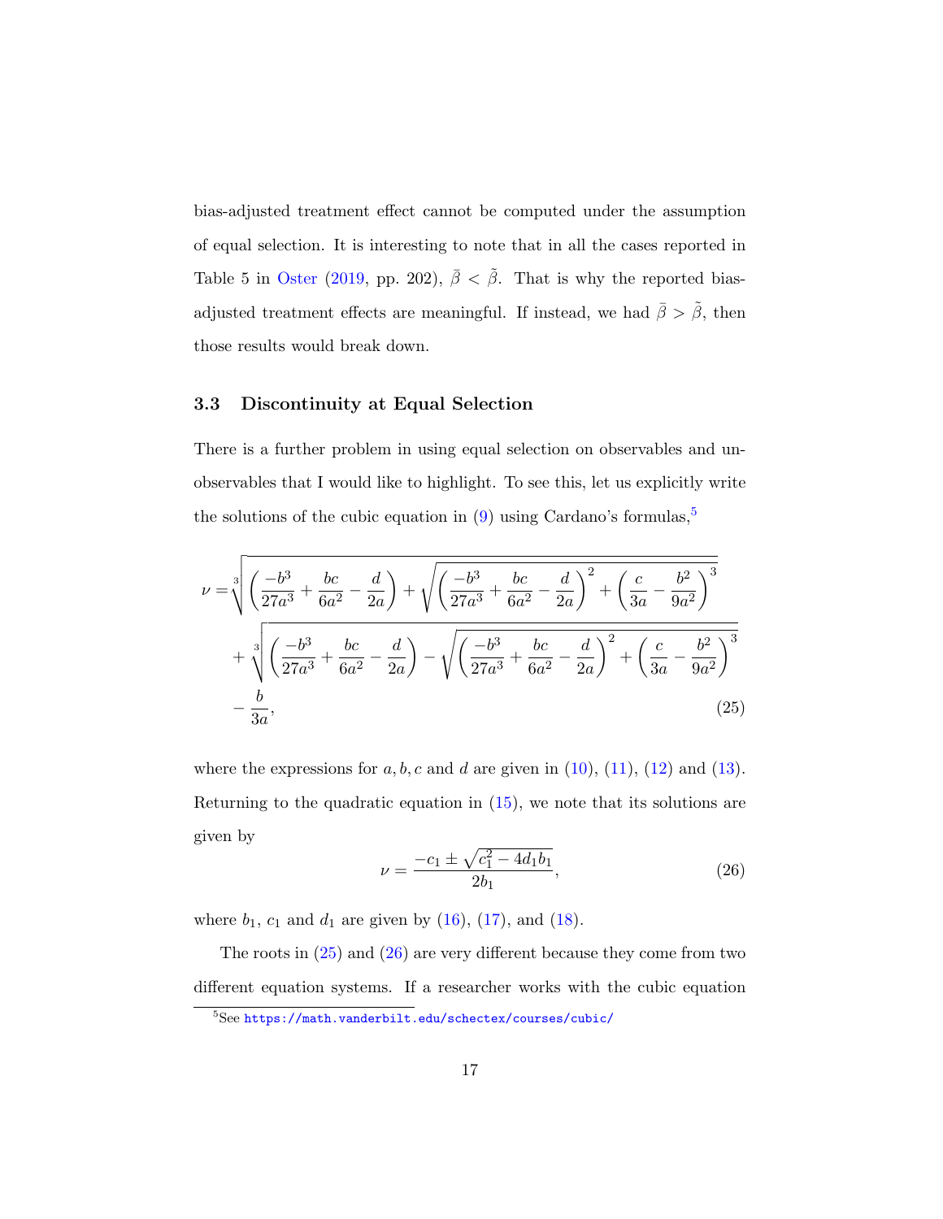bias-adjusted treatment effect cannot be computed under the assumption of equal selection. It is interesting to note that in all the cases reported in Table 5 in Oster (2019, pp. 202), $\bar{\beta} < \tilde{\beta}$. That is why the reported bias-adjusted treatment effects are meaningful. If instead, we had $\bar{\beta} > \tilde{\beta}$, then those results would break down.

### 3.3 Discontinuity at Equal Selection

There is a further problem in using equal selection on observables and unobservables that I would like to highlight. To see this, let us explicitly write the solutions of the cubic equation in (9) using Cardano's formulas,[5]

$$
\begin{aligned}
\nu =& \sqrt[3]{\left(\frac{-b^3}{27a^3} + \frac{bc}{6a^2} - \frac{d}{2a}\right) + \sqrt{\left(\frac{-b^3}{27a^3} + \frac{bc}{6a^2} - \frac{d}{2a}\right)^2 + \left(\frac{c}{3a} - \frac{b^2}{9a^2}\right)^3}} \\
&+ \sqrt[3]{\left(\frac{-b^3}{27a^3} + \frac{bc}{6a^2} - \frac{d}{2a}\right) - \sqrt{\left(\frac{-b^3}{27a^3} + \frac{bc}{6a^2} - \frac{d}{2a}\right)^2 + \left(\frac{c}{3a} - \frac{b^2}{9a^2}\right)^3}} \\
&- \frac{b}{3a},
\end{aligned} \tag{25}
$$

where the expressions for $a, b, c$ and $d$ are given in (10), (11), (12) and (13). Returning to the quadratic equation in (15), we note that its solutions are given by

$$
\nu = \frac{-c_1 \pm \sqrt{c_1^2 - 4d_1 b_1}}{2b_1}, \tag{26}
$$

where $b_1$, $c_1$ and $d_1$ are given by (16), (17), and (18).

The roots in (25) and (26) are very different because they come from two different equation systems. If a researcher works with the cubic equation

[5] See https://math.vanderbilt.edu/schectex/courses/cubic/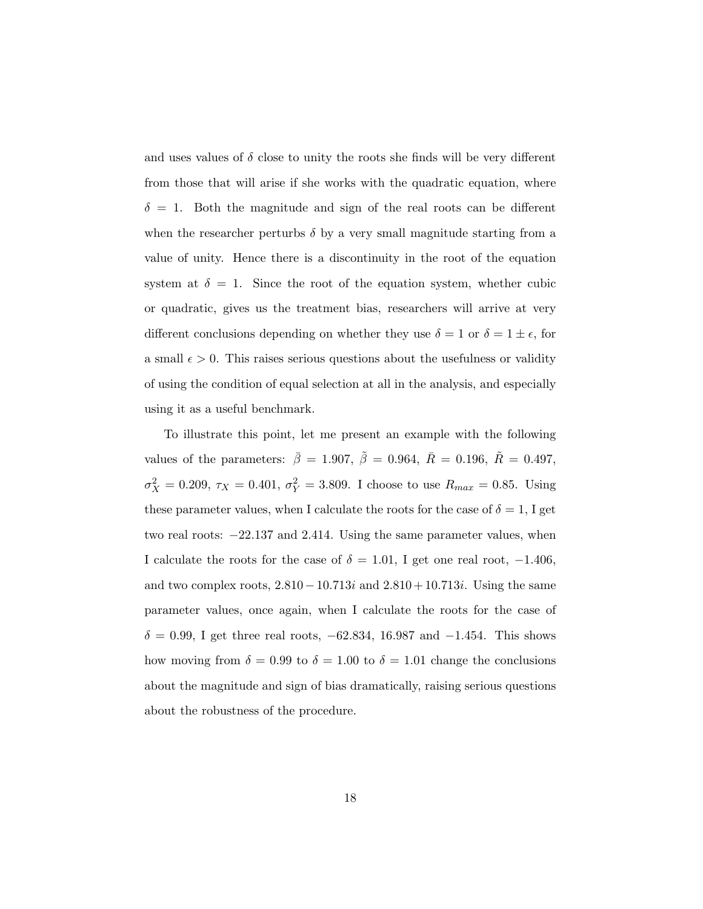and uses values of $\delta$ close to unity the roots she finds will be very different from those that will arise if she works with the quadratic equation, where $\delta = 1$. Both the magnitude and sign of the real roots can be different when the researcher perturbs $\delta$ by a very small magnitude starting from a value of unity. Hence there is a discontinuity in the root of the equation system at $\delta = 1$. Since the root of the equation system, whether cubic or quadratic, gives us the treatment bias, researchers will arrive at very different conclusions depending on whether they use $\delta = 1$ or $\delta = 1 \pm \epsilon$, for a small $\epsilon > 0$. This raises serious questions about the usefulness or validity of using the condition of equal selection at all in the analysis, and especially using it as a useful benchmark.

To illustrate this point, let me present an example with the following values of the parameters: $\bar{\beta} = 1.907$, $\tilde{\beta} = 0.964$, $\bar{R} = 0.196$, $\tilde{R} = 0.497$, $\sigma_X^2 = 0.209$, $\tau_X = 0.401$, $\sigma_Y^2 = 3.809$. I choose to use $R_{max} = 0.85$. Using these parameter values, when I calculate the roots for the case of $\delta = 1$, I get two real roots: $-22.137$ and $2.414$. Using the same parameter values, when I calculate the roots for the case of $\delta = 1.01$, I get one real root, $-1.406$, and two complex roots, $2.810 - 10.713i$ and $2.810 + 10.713i$. Using the same parameter values, once again, when I calculate the roots for the case of $\delta = 0.99$, I get three real roots, $-62.834$, $16.987$ and $-1.454$. This shows how moving from $\delta = 0.99$ to $\delta = 1.00$ to $\delta = 1.01$ change the conclusions about the magnitude and sign of bias dramatically, raising serious questions about the robustness of the procedure.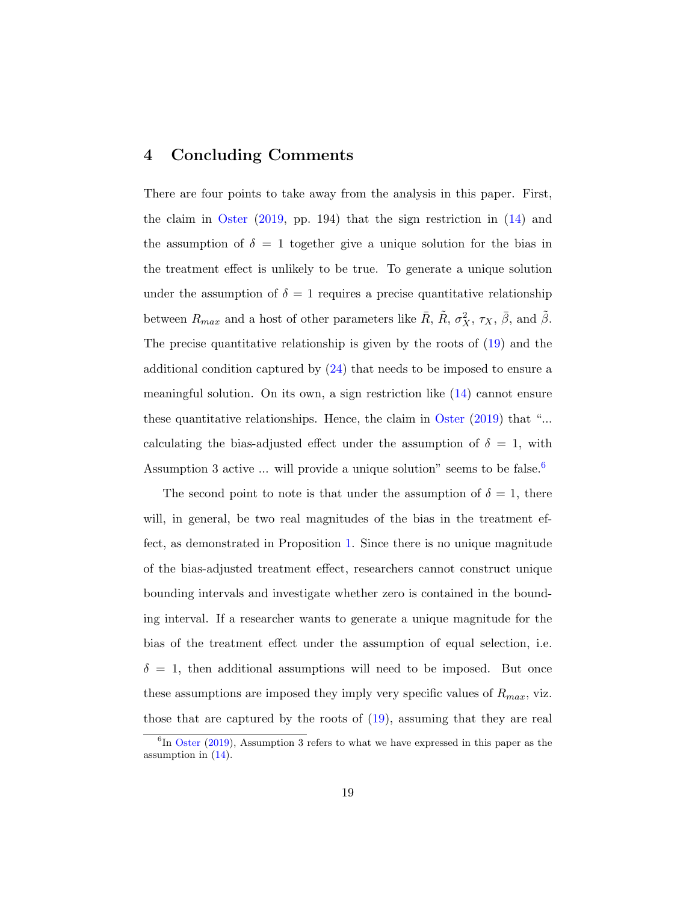## 4 Concluding Comments

There are four points to take away from the analysis in this paper. First, the claim in Oster (2019, pp. 194) that the sign restriction in (14) and the assumption of $\delta = 1$ together give a unique solution for the bias in the treatment effect is unlikely to be true. To generate a unique solution under the assumption of $\delta = 1$ requires a precise quantitative relationship between $R_{max}$ and a host of other parameters like $\bar{R}$, $\tilde{R}$, $\sigma_X^2$, $\tau_X$, $\bar{\beta}$, and $\tilde{\beta}$. The precise quantitative relationship is given by the roots of (19) and the additional condition captured by (24) that needs to be imposed to ensure a meaningful solution. On its own, a sign restriction like (14) cannot ensure these quantitative relationships. Hence, the claim in Oster (2019) that "... calculating the bias-adjusted effect under the assumption of $\delta = 1$, with Assumption 3 active ... will provide a unique solution" seems to be false.[6]

The second point to note is that under the assumption of $\delta = 1$, there will, in general, be two real magnitudes of the bias in the treatment effect, as demonstrated in Proposition 1. Since there is no unique magnitude of the bias-adjusted treatment effect, researchers cannot construct unique bounding intervals and investigate whether zero is contained in the bounding interval. If a researcher wants to generate a unique magnitude for the bias of the treatment effect under the assumption of equal selection, i.e. $\delta = 1$, then additional assumptions will need to be imposed. But once these assumptions are imposed they imply very specific values of $R_{max}$, viz. those that are captured by the roots of (19), assuming that they are real

[6] In Oster (2019), Assumption 3 refers to what we have expressed in this paper as the assumption in (14).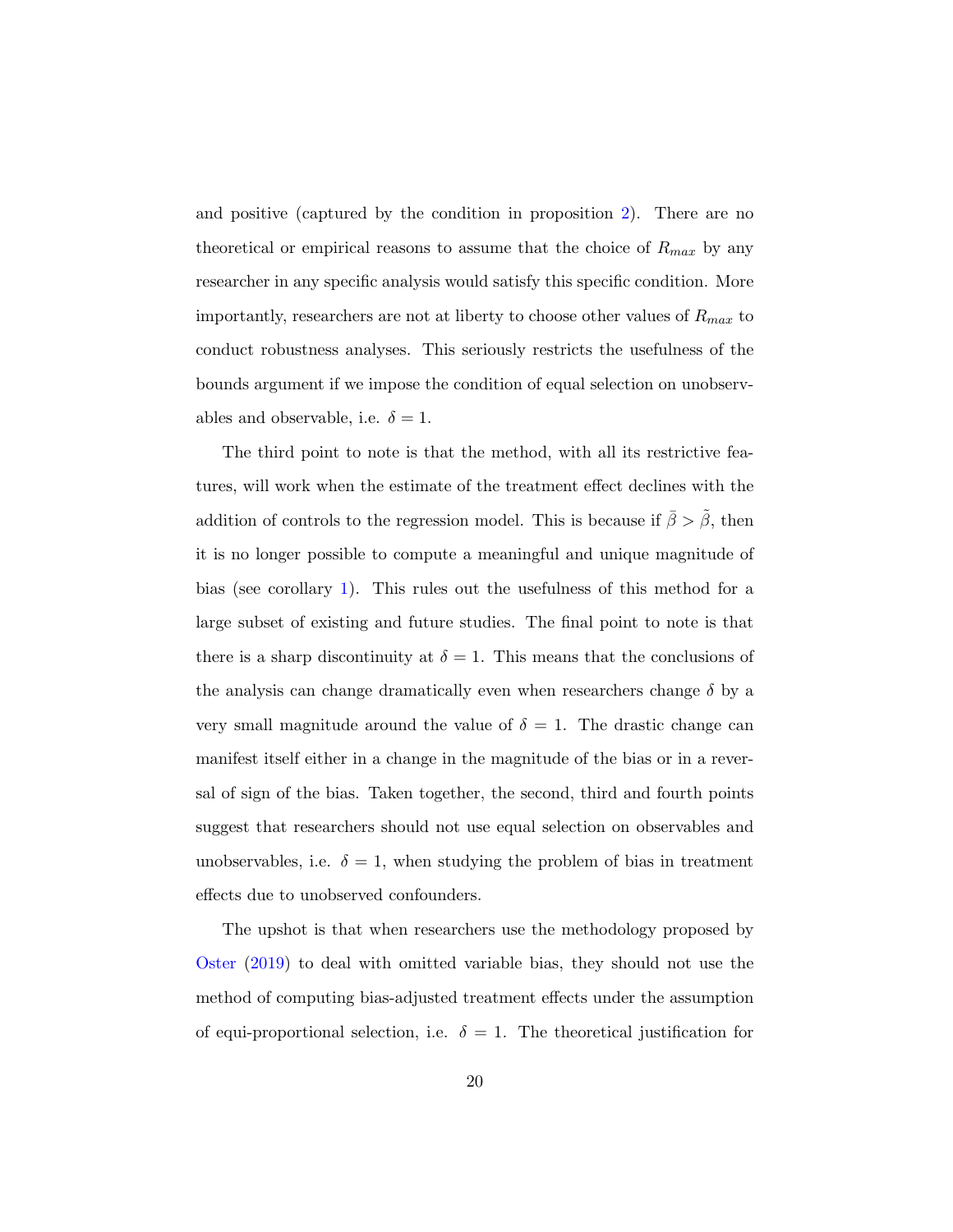and positive (captured by the condition in proposition 2). There are no theoretical or empirical reasons to assume that the choice of $R_{max}$ by any researcher in any specific analysis would satisfy this specific condition. More importantly, researchers are not at liberty to choose other values of $R_{max}$ to conduct robustness analyses. This seriously restricts the usefulness of the bounds argument if we impose the condition of equal selection on unobservables and observable, i.e. $\delta = 1$.

The third point to note is that the method, with all its restrictive features, will work when the estimate of the treatment effect declines with the addition of controls to the regression model. This is because if $\bar{\beta} > \tilde{\beta}$, then it is no longer possible to compute a meaningful and unique magnitude of bias (see corollary 1). This rules out the usefulness of this method for a large subset of existing and future studies. The final point to note is that there is a sharp discontinuity at $\delta = 1$. This means that the conclusions of the analysis can change dramatically even when researchers change $\delta$ by a very small magnitude around the value of $\delta = 1$. The drastic change can manifest itself either in a change in the magnitude of the bias or in a reversal of sign of the bias. Taken together, the second, third and fourth points suggest that researchers should not use equal selection on observables and unobservables, i.e. $\delta = 1$, when studying the problem of bias in treatment effects due to unobserved confounders.

The upshot is that when researchers use the methodology proposed by Oster (2019) to deal with omitted variable bias, they should not use the method of computing bias-adjusted treatment effects under the assumption of equi-proportional selection, i.e. $\delta = 1$. The theoretical justification for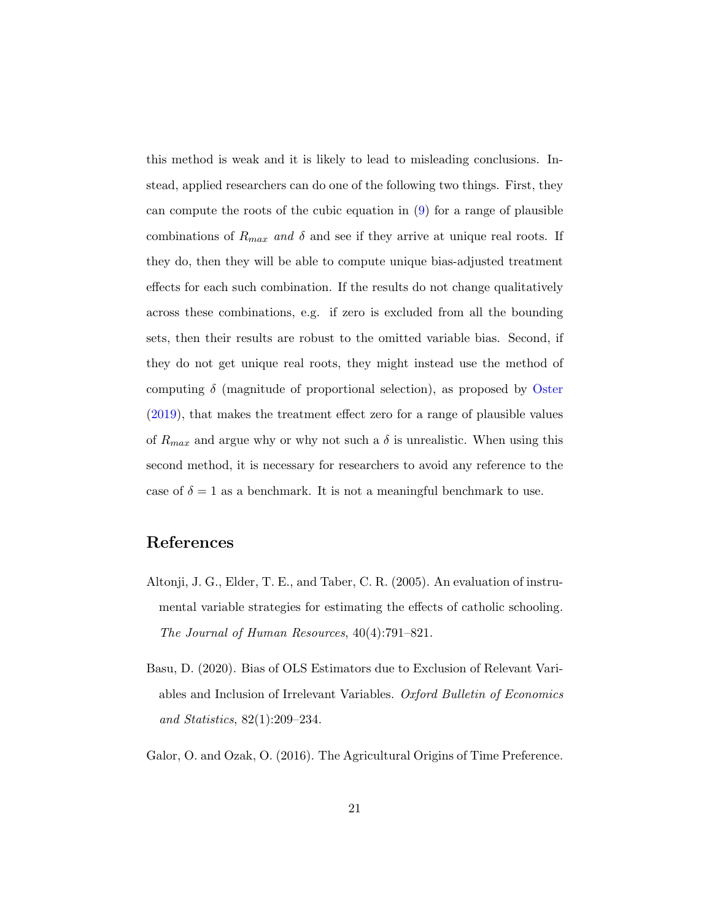this method is weak and it is likely to lead to misleading conclusions. Instead, applied researchers can do one of the following two things. First, they can compute the roots of the cubic equation in (9) for a range of plausible combinations of $R_{max}$ *and* $\delta$ and see if they arrive at unique real roots. If they do, then they will be able to compute unique bias-adjusted treatment effects for each such combination. If the results do not change qualitatively across these combinations, e.g. if zero is excluded from all the bounding sets, then their results are robust to the omitted variable bias. Second, if they do not get unique real roots, they might instead use the method of computing $\delta$ (magnitude of proportional selection), as proposed by Oster (2019), that makes the treatment effect zero for a range of plausible values of $R_{max}$ and argue why or why not such a $\delta$ is unrealistic. When using this second method, it is necessary for researchers to avoid any reference to the case of $\delta = 1$ as a benchmark. It is not a meaningful benchmark to use.

# References

Altonji, J. G., Elder, T. E., and Taber, C. R. (2005). An evaluation of instrumental variable strategies for estimating the effects of catholic schooling. *The Journal of Human Resources*, 40(4):791–821.

Basu, D. (2020). Bias of OLS Estimators due to Exclusion of Relevant Variables and Inclusion of Irrelevant Variables. *Oxford Bulletin of Economics and Statistics*, 82(1):209–234.

Galor, O. and Ozak, O. (2016). The Agricultural Origins of Time Preference.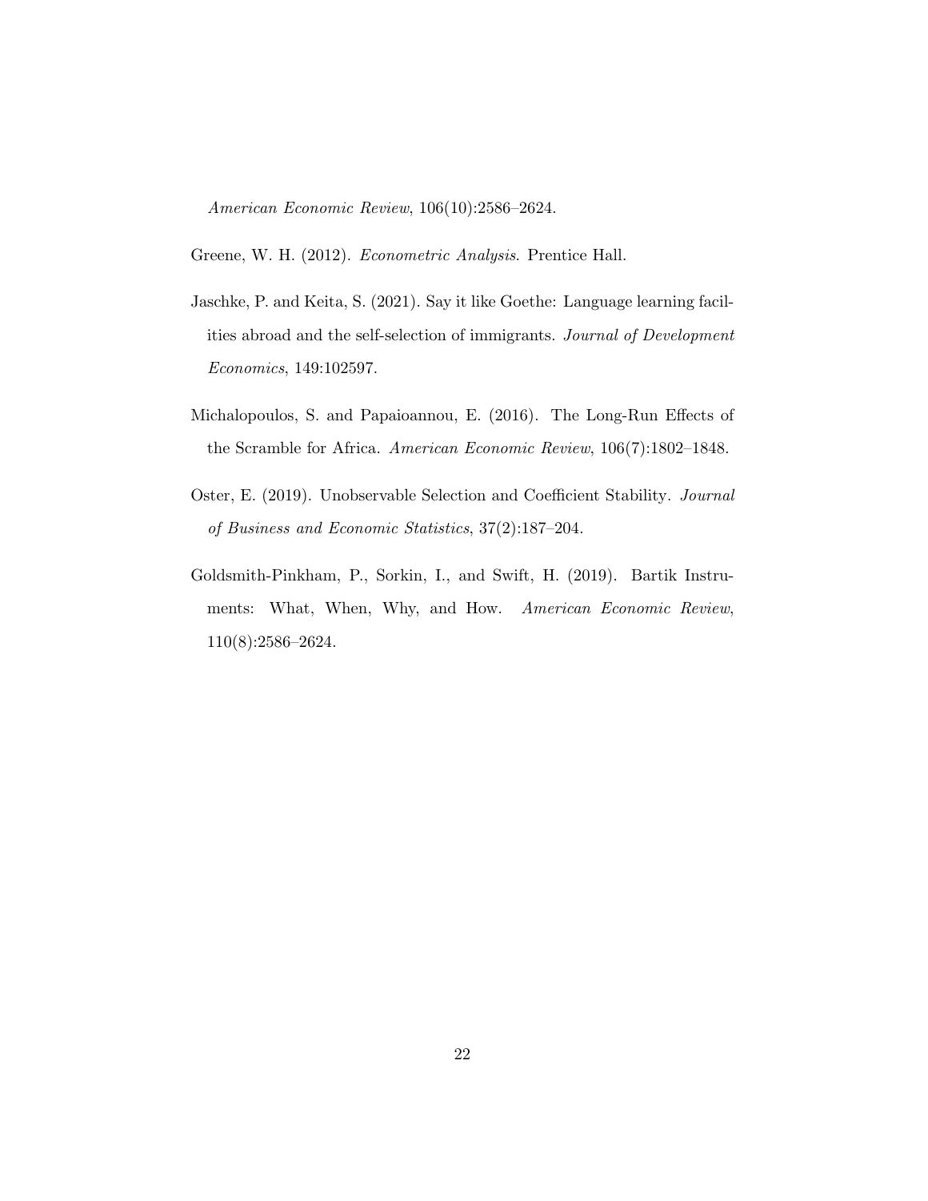*American Economic Review*, 106(10):2586–2624.

Greene, W. H. (2012). *Econometric Analysis*. Prentice Hall.

Jaschke, P. and Keita, S. (2021). Say it like Goethe: Language learning facilities abroad and the self-selection of immigrants. *Journal of Development Economics*, 149:102597.

Michalopoulos, S. and Papaioannou, E. (2016). The Long-Run Effects of the Scramble for Africa. *American Economic Review*, 106(7):1802–1848.

Oster, E. (2019). Unobservable Selection and Coefficient Stability. *Journal of Business and Economic Statistics*, 37(2):187–204.

Goldsmith-Pinkham, P., Sorkin, I., and Swift, H. (2019). Bartik Instruments: What, When, Why, and How. *American Economic Review*, 110(8):2586–2624.